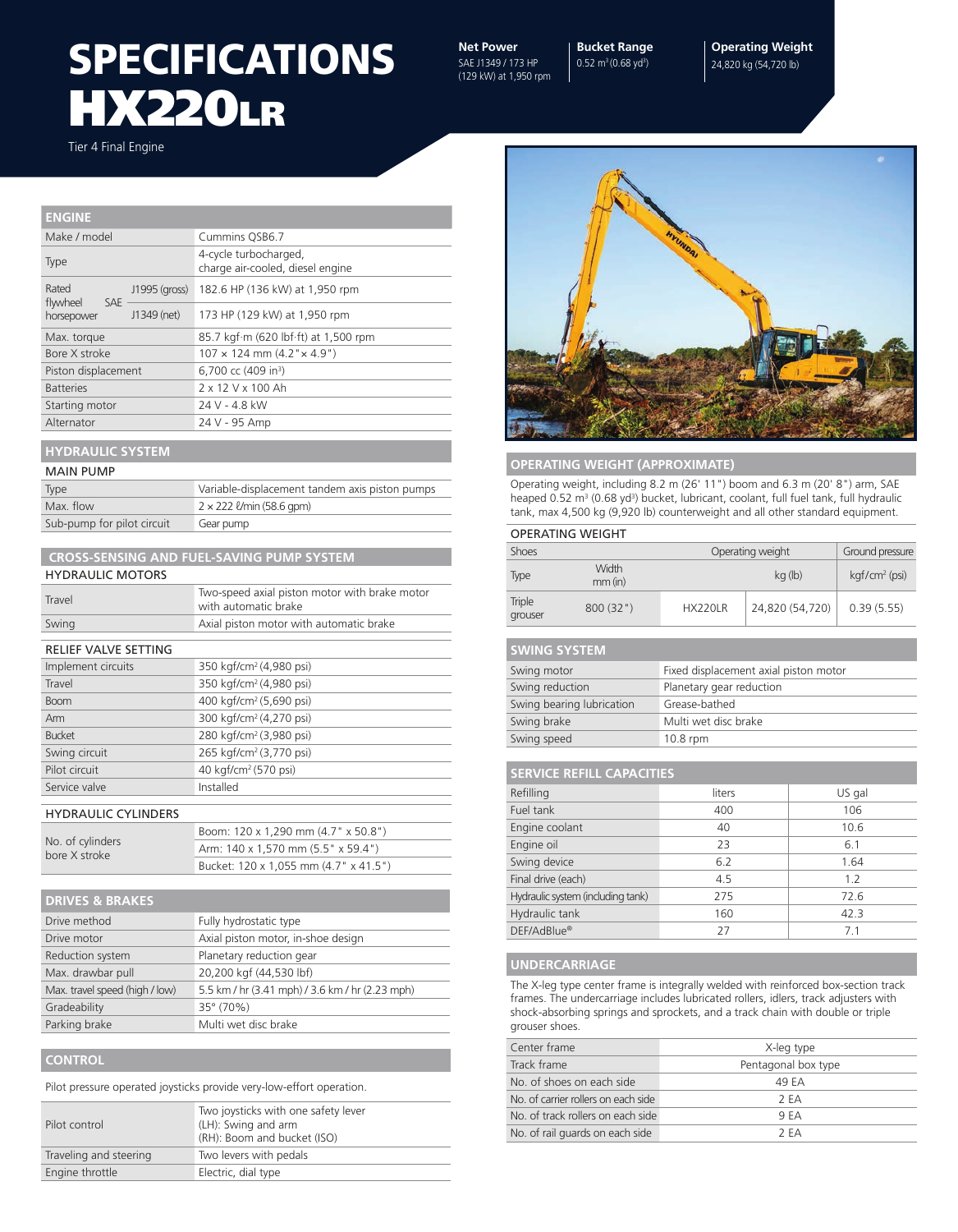# SPECIFICATIONS HX220LR

Tier 4 Final Engine

**Net Power**
SAE J1349 / 173 HP (129 kW) at 1,950 rpm

**Bucket Range**
0.52 m³ (0.68 yd³)

**Operating Weight**
24,820 kg (54,720 lb)

## ENGINE

| | |
|---|---|
| Make / model | Cummins QSB6.7 |
| Type | 4-cycle turbocharged, charge air-cooled, diesel engine |
| Rated flywheel horsepower SAE J1995 (gross) | 182.6 HP (136 kW) at 1,950 rpm |
| Rated flywheel horsepower SAE J1349 (net) | 173 HP (129 kW) at 1,950 rpm |
| Max. torque | 85.7 kgf·m (620 lbf·ft) at 1,500 rpm |
| Bore X stroke | 107 × 124 mm (4.2" × 4.9") |
| Piston displacement | 6,700 cc (409 in³) |
| Batteries | 2 x 12 V x 100 Ah |
| Starting motor | 24 V - 4.8 kW |
| Alternator | 24 V - 95 Amp |

## HYDRAULIC SYSTEM

### MAIN PUMP

| | |
|---|---|
| Type | Variable-displacement tandem axis piston pumps |
| Max. flow | 2 × 222 ℓ/min (58.6 gpm) |
| Sub-pump for pilot circuit | Gear pump |

## CROSS-SENSING AND FUEL-SAVING PUMP SYSTEM

### HYDRAULIC MOTORS

| | |
|---|---|
| Travel | Two-speed axial piston motor with brake motor with automatic brake |
| Swing | Axial piston motor with automatic brake |

### RELIEF VALVE SETTING

| | |
|---|---|
| Implement circuits | 350 kgf/cm² (4,980 psi) |
| Travel | 350 kgf/cm² (4,980 psi) |
| Boom | 400 kgf/cm² (5,690 psi) |
| Arm | 300 kgf/cm² (4,270 psi) |
| Bucket | 280 kgf/cm² (3,980 psi) |
| Swing circuit | 265 kgf/cm² (3,770 psi) |
| Pilot circuit | 40 kgf/cm² (570 psi) |
| Service valve | Installed |

### HYDRAULIC CYLINDERS

| | |
|---|---|
| No. of cylinders bore X stroke | Boom: 120 x 1,290 mm (4.7" x 50.8") |
| | Arm: 140 x 1,570 mm (5.5" x 59.4") |
| | Bucket: 120 x 1,055 mm (4.7" x 41.5") |

## DRIVES & BRAKES

| | |
|---|---|
| Drive method | Fully hydrostatic type |
| Drive motor | Axial piston motor, in-shoe design |
| Reduction system | Planetary reduction gear |
| Max. drawbar pull | 20,200 kgf (44,530 lbf) |
| Max. travel speed (high / low) | 5.5 km / hr (3.41 mph) / 3.6 km / hr (2.23 mph) |
| Gradeability | 35° (70%) |
| Parking brake | Multi wet disc brake |

## CONTROL

Pilot pressure operated joysticks provide very-low-effort operation.

| | |
|---|---|
| Pilot control | Two joysticks with one safety lever (LH): Swing and arm (RH): Boom and bucket (ISO) |
| Traveling and steering | Two levers with pedals |
| Engine throttle | Electric, dial type |

## OPERATING WEIGHT (APPROXIMATE)

Operating weight, including 8.2 m (26' 11") boom and 6.3 m (20' 8") arm, SAE heaped 0.52 m³ (0.68 yd³) bucket, lubricant, coolant, full fuel tank, full hydraulic tank, max 4,500 kg (9,920 lb) counterweight and all other standard equipment.

### OPERATING WEIGHT

| Shoes | | Operating weight | | Ground pressure |
|---|---|---|---|---|
| Type | Width mm (in) | | kg (lb) | kgf/cm² (psi) |
| Triple grouser | 800 (32") | HX220LR | 24,820 (54,720) | 0.39 (5.55) |

## SWING SYSTEM

| | |
|---|---|
| Swing motor | Fixed displacement axial piston motor |
| Swing reduction | Planetary gear reduction |
| Swing bearing lubrication | Grease-bathed |
| Swing brake | Multi wet disc brake |
| Swing speed | 10.8 rpm |

## SERVICE REFILL CAPACITIES

| Refilling | liters | US gal |
|---|---|---|
| Fuel tank | 400 | 106 |
| Engine coolant | 40 | 10.6 |
| Engine oil | 23 | 6.1 |
| Swing device | 6.2 | 1.64 |
| Final drive (each) | 4.5 | 1.2 |
| Hydraulic system (including tank) | 275 | 72.6 |
| Hydraulic tank | 160 | 42.3 |
| DEF/AdBlue® | 27 | 7.1 |

## UNDERCARRIAGE

The X-leg type center frame is integrally welded with reinforced box-section track frames. The undercarriage includes lubricated rollers, idlers, track adjusters with shock-absorbing springs and sprockets, and a track chain with double or triple grouser shoes.

| | |
|---|---|
| Center frame | X-leg type |
| Track frame | Pentagonal box type |
| No. of shoes on each side | 49 EA |
| No. of carrier rollers on each side | 2 EA |
| No. of track rollers on each side | 9 EA |
| No. of rail guards on each side | 2 EA |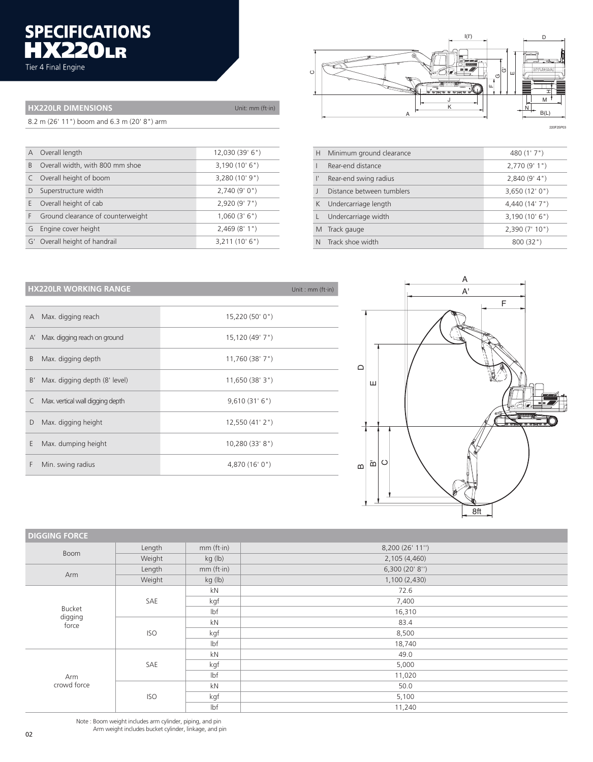# SPECIFICATIONS
# HX220LR

Tier 4 Final Engine

## HX220LR DIMENSIONS

Unit: mm (ft·in)

8.2 m (26' 11") boom and 6.3 m (20' 8") arm

| | | |
|---|---|---|
| A | Overall length | 12,030 (39' 6") |
| B | Overall width, with 800 mm shoe | 3,190 (10' 6") |
| C | Overall height of boom | 3,280 (10' 9") |
| D | Superstructure width | 2,740 (9' 0") |
| E | Overall height of cab | 2,920 (9' 7") |
| F | Ground clearance of counterweight | 1,060 (3' 6") |
| G | Engine cover height | 2,469 (8' 1") |
| G' | Overall height of handrail | 3,211 (10' 6") |

| | | |
|---|---|---|
| H | Minimum ground clearance | 480 (1' 7") |
| I | Rear-end distance | 2,770 (9' 1") |
| I' | Rear-end swing radius | 2,840 (9' 4") |
| J | Distance between tumblers | 3,650 (12' 0") |
| K | Undercarriage length | 4,440 (14' 7") |
| L | Undercarriage width | 3,190 (10' 6") |
| M | Track gauge | 2,390 (7' 10") |
| N | Track shoe width | 800 (32") |

## HX220LR WORKING RANGE

Unit : mm (ft·in)

| | | |
|---|---|---|
| A | Max. digging reach | 15,220 (50' 0") |
| A' | Max. digging reach on ground | 15,120 (49' 7") |
| B | Max. digging depth | 11,760 (38' 7") |
| B' | Max. digging depth (8' level) | 11,650 (38' 3") |
| C | Max. vertical wall digging depth | 9,610 (31' 6") |
| D | Max. digging height | 12,550 (41' 2") |
| E | Max. dumping height | 10,280 (33' 8") |
| F | Min. swing radius | 4,870 (16' 0") |

## DIGGING FORCE

| | | | |
|---|---|---|---|
| Boom | Length | mm (ft·in) | 8,200 (26' 11'') |
| | Weight | kg (lb) | 2,105 (4,460) |
| Arm | Length | mm (ft·in) | 6,300 (20' 8'') |
| | Weight | kg (lb) | 1,100 (2,430) |
| Bucket digging force | SAE | kN | 72.6 |
| | | kgf | 7,400 |
| | | lbf | 16,310 |
| | ISO | kN | 83.4 |
| | | kgf | 8,500 |
| | | lbf | 18,740 |
| Arm crowd force | SAE | kN | 49.0 |
| | | kgf | 5,000 |
| | | lbf | 11,020 |
| | ISO | kN | 50.0 |
| | | kgf | 5,100 |
| | | lbf | 11,240 |

Note : Boom weight includes arm cylinder, piping, and pin
Arm weight includes bucket cylinder, linkage, and pin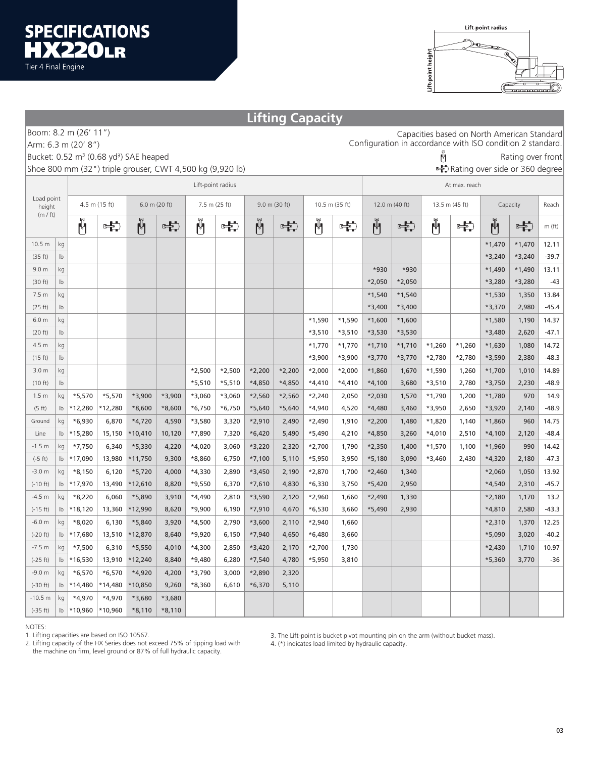# SPECIFICATIONS HX220LR

Tier 4 Final Engine

## Lifting Capacity

Boom: 8.2 m (26' 11")
Arm: 6.3 m (20' 8")
Bucket: 0.52 m³ (0.68 yd³) SAE heaped
Shoe 800 mm (32") triple grouser, CWT 4,500 kg (9,920 lb)

Capacities based on North American Standard Configuration in accordance with ISO condition 2 standard.

Rating over front
Rating over side or 360 degree

| Load point height (m / ft) | | Lift-point radius | | | | | | | | | | | | | | At max. reach | | |
|---|---|---|---|---|---|---|---|---|---|---|---|---|---|---|---|---|---|---|
| | | 4.5 m (15 ft) | | 6.0 m (20 ft) | | 7.5 m (25 ft) | | 9.0 m (30 ft) | | 10.5 m (35 ft) | | 12.0 m (40 ft) | | 13.5 m (45 ft) | | Capacity | | Reach |
| | | Front | Side | Front | Side | Front | Side | Front | Side | Front | Side | Front | Side | Front | Side | Front | Side | m (ft) |
| 10.5 m | kg | | | | | | | | | | | | | | | *1,470 | *1,470 | 12.11 |
| (35 ft) | lb | | | | | | | | | | | | | | | *3,240 | *3,240 | -39.7 |
| 9.0 m | kg | | | | | | | | | | | *930 | *930 | | | *1,490 | *1,490 | 13.11 |
| (30 ft) | lb | | | | | | | | | | | *2,050 | *2,050 | | | *3,280 | *3,280 | -43 |
| 7.5 m | kg | | | | | | | | | | | *1,540 | *1,540 | | | *1,530 | 1,350 | 13.84 |
| (25 ft) | lb | | | | | | | | | | | *3,400 | *3,400 | | | *3,370 | 2,980 | -45.4 |
| 6.0 m | kg | | | | | | | | | *1,590 | *1,590 | *1,600 | *1,600 | | | *1,580 | 1,190 | 14.37 |
| (20 ft) | lb | | | | | | | | | *3,510 | *3,510 | *3,530 | *3,530 | | | *3,480 | 2,620 | -47.1 |
| 4.5 m | kg | | | | | | | | | *1,770 | *1,770 | *1,710 | *1,710 | *1,260 | *1,260 | *1,630 | 1,080 | 14.72 |
| (15 ft) | lb | | | | | | | | | *3,900 | *3,900 | *3,770 | *3,770 | *2,780 | *2,780 | *3,590 | 2,380 | -48.3 |
| 3.0 m | kg | | | | | *2,500 | *2,500 | *2,200 | *2,200 | *2,000 | *2,000 | *1,860 | 1,670 | *1,590 | 1,260 | *1,700 | 1,010 | 14.89 |
| (10 ft) | lb | | | | | *5,510 | *5,510 | *4,850 | *4,850 | *4,410 | *4,410 | *4,100 | 3,680 | *3,510 | 2,780 | *3,750 | 2,230 | -48.9 |
| 1.5 m | kg | *5,570 | *5,570 | *3,900 | *3,900 | *3,060 | *3,060 | *2,560 | *2,560 | *2,240 | 2,050 | *2,030 | 1,570 | *1,790 | 1,200 | *1,780 | 970 | 14.9 |
| (5 ft) | lb | *12,280 | *12,280 | *8,600 | *8,600 | *6,750 | *6,750 | *5,640 | *5,640 | *4,940 | 4,520 | *4,480 | 3,460 | *3,950 | 2,650 | *3,920 | 2,140 | -48.9 |
| Ground | kg | *6,930 | 6,870 | *4,720 | 4,590 | *3,580 | 3,320 | *2,910 | 2,490 | *2,490 | 1,910 | *2,200 | 1,480 | *1,820 | 1,140 | *1,860 | 960 | 14.75 |
| Line | lb | *15,280 | 15,150 | *10,410 | 10,120 | *7,890 | 7,320 | *6,420 | 5,490 | *5,490 | 4,210 | *4,850 | 3,260 | *4,010 | 2,510 | *4,100 | 2,120 | -48.4 |
| -1.5 m | kg | *7,750 | 6,340 | *5,330 | 4,220 | *4,020 | 3,060 | *3,220 | 2,320 | *2,700 | 1,790 | *2,350 | 1,400 | *1,570 | 1,100 | *1,960 | 990 | 14.42 |
| (-5 ft) | lb | *17,090 | 13,980 | *11,750 | 9,300 | *8,860 | 6,750 | *7,100 | 5,110 | *5,950 | 3,950 | *5,180 | 3,090 | *3,460 | 2,430 | *4,320 | 2,180 | -47.3 |
| -3.0 m | kg | *8,150 | 6,120 | *5,720 | 4,000 | *4,330 | 2,890 | *3,450 | 2,190 | *2,870 | 1,700 | *2,460 | 1,340 | | | *2,060 | 1,050 | 13.92 |
| (-10 ft) | lb | *17,970 | 13,490 | *12,610 | 8,820 | *9,550 | 6,370 | *7,610 | 4,830 | *6,330 | 3,750 | *5,420 | 2,950 | | | *4,540 | 2,310 | -45.7 |
| -4.5 m | kg | *8,220 | 6,060 | *5,890 | 3,910 | *4,490 | 2,810 | *3,590 | 2,120 | *2,960 | 1,660 | *2,490 | 1,330 | | | *2,180 | 1,170 | 13.2 |
| (-15 ft) | lb | *18,120 | 13,360 | *12,990 | 8,620 | *9,900 | 6,190 | *7,910 | 4,670 | *6,530 | 3,660 | *5,490 | 2,930 | | | *4,810 | 2,580 | -43.3 |
| -6.0 m | kg | *8,020 | 6,130 | *5,840 | 3,920 | *4,500 | 2,790 | *3,600 | 2,110 | *2,940 | 1,660 | | | | | *2,310 | 1,370 | 12.25 |
| (-20 ft) | lb | *17,680 | 13,510 | *12,870 | 8,640 | *9,920 | 6,150 | *7,940 | 4,650 | *6,480 | 3,660 | | | | | *5,090 | 3,020 | -40.2 |
| -7.5 m | kg | *7,500 | 6,310 | *5,550 | 4,010 | *4,300 | 2,850 | *3,420 | 2,170 | *2,700 | 1,730 | | | | | *2,430 | 1,710 | 10.97 |
| (-25 ft) | lb | *16,530 | 13,910 | *12,240 | 8,840 | *9,480 | 6,280 | *7,540 | 4,780 | *5,950 | 3,810 | | | | | *5,360 | 3,770 | -36 |
| -9.0 m | kg | *6,570 | *6,570 | *4,920 | 4,200 | *3,790 | 3,000 | *2,890 | 2,320 | | | | | | | | | |
| (-30 ft) | lb | *14,480 | *14,480 | *10,850 | 9,260 | *8,360 | 6,610 | *6,370 | 5,110 | | | | | | | | | |
| -10.5 m | kg | *4,970 | *4,970 | *3,680 | *3,680 | | | | | | | | | | | | | |
| (-35 ft) | lb | *10,960 | *10,960 | *8,110 | *8,110 | | | | | | | | | | | | | |

NOTES:

1. Lifting capacities are based on ISO 10567.
2. Lifting capacity of the HX Series does not exceed 75% of tipping load with the machine on firm, level ground or 87% of full hydraulic capacity.
3. The Lift-point is bucket pivot mounting pin on the arm (without bucket mass).
4. (*) indicates load limited by hydraulic capacity.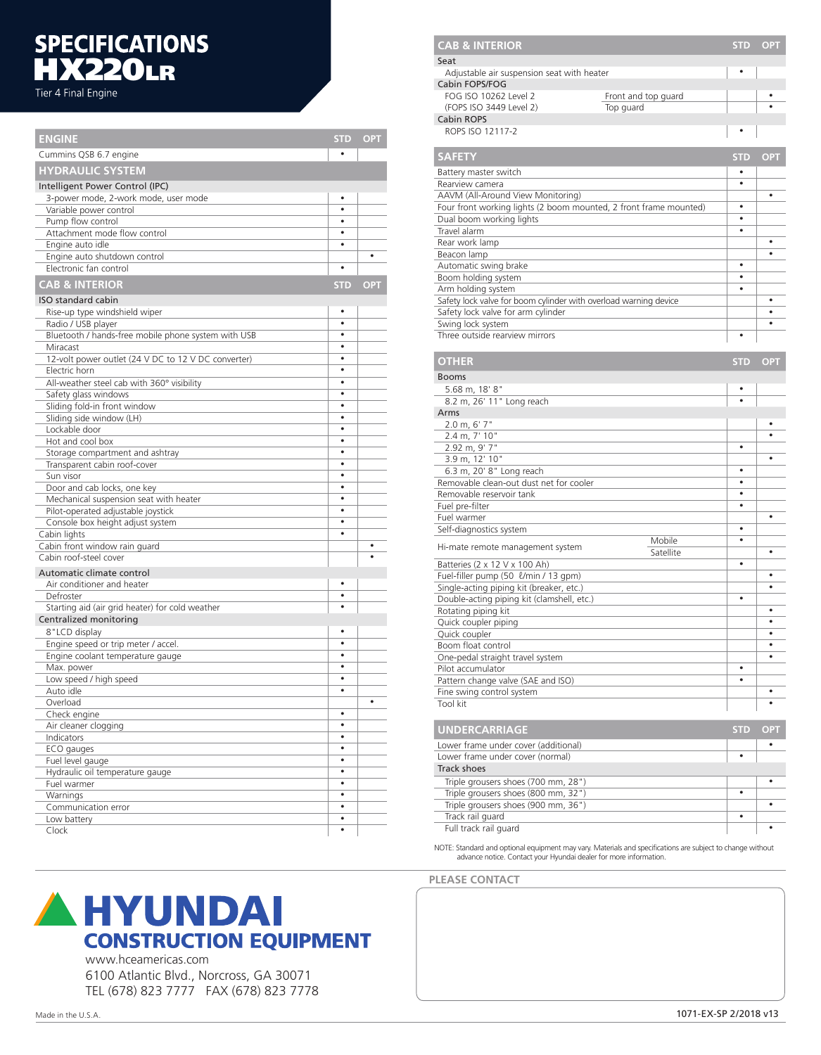# SPECIFICATIONS HX220LR

Tier 4 Final Engine

| ENGINE | STD | OPT |
| --- | --- | --- |
| Cummins QSB 6.7 engine | • | |

| HYDRAULIC SYSTEM | STD | OPT |
| --- | --- | --- |
| **Intelligent Power Control (IPC)** | | |
| 3-power mode, 2-work mode, user mode | • | |
| Variable power control | • | |
| Pump flow control | • | |
| Attachment mode flow control | • | |
| Engine auto idle | • | |
| Engine auto shutdown control | | • |
| Electronic fan control | • | |

| CAB & INTERIOR | STD | OPT |
| --- | --- | --- |
| **ISO standard cabin** | | |
| Rise-up type windshield wiper | • | |
| Radio / USB player | • | |
| Bluetooth / hands-free mobile phone system with USB | • | |
| Miracast | • | |
| 12-volt power outlet (24 V DC to 12 V DC converter) | • | |
| Electric horn | • | |
| All-weather steel cab with 360° visibility | • | |
| Safety glass windows | • | |
| Sliding fold-in front window | • | |
| Sliding side window (LH) | • | |
| Lockable door | • | |
| Hot and cool box | • | |
| Storage compartment and ashtray | • | |
| Transparent cabin roof-cover | • | |
| Sun visor | • | |
| Door and cab locks, one key | • | |
| Mechanical suspension seat with heater | • | |
| Pilot-operated adjustable joystick | • | |
| Console box height adjust system | • | |
| Cabin lights | • | |
| Cabin front window rain guard | | • |
| Cabin roof-steel cover | | • |
| **Automatic climate control** | | |
| Air conditioner and heater | • | |
| Defroster | • | |
| Starting aid (air grid heater) for cold weather | • | |
| **Centralized monitoring** | | |
| 8"LCD display | • | |
| Engine speed or trip meter / accel. | • | |
| Engine coolant temperature gauge | • | |
| Max. power | • | |
| Low speed / high speed | • | |
| Auto idle | • | |
| Overload | | • |
| Check engine | • | |
| Air cleaner clogging | • | |
| Indicators | • | |
| ECO gauges | • | |
| Fuel level gauge | • | |
| Hydraulic oil temperature gauge | • | |
| Fuel warmer | • | |
| Warnings | • | |
| Communication error | • | |
| Low battery | • | |
| Clock | • | |
| **Seat** | | |
| Adjustable air suspension seat with heater | • | |
| **Cabin FOPS/FOG** | | |
| FOG ISO 10262 Level 2 — Front and top guard | | • |
| (FOPS ISO 3449 Level 2) — Top guard | | • |
| **Cabin ROPS** | | |
| ROPS ISO 12117-2 | • | |

| SAFETY | STD | OPT |
| --- | --- | --- |
| Battery master switch | • | |
| Rearview camera | • | |
| AAVM (All-Around View Monitoring) | | • |
| Four front working lights (2 boom mounted, 2 front frame mounted) | • | |
| Dual boom working lights | • | |
| Travel alarm | • | |
| Rear work lamp | | • |
| Beacon lamp | | • |
| Automatic swing brake | • | |
| Boom holding system | • | |
| Arm holding system | • | |
| Safety lock valve for boom cylinder with overload warning device | | • |
| Safety lock valve for arm cylinder | | • |
| Swing lock system | | • |
| Three outside rearview mirrors | • | |

| OTHER | STD | OPT |
| --- | --- | --- |
| **Booms** | | |
| 5.68 m, 18' 8" | • | |
| 8.2 m, 26' 11" Long reach | • | |
| **Arms** | | |
| 2.0 m, 6' 7" | | • |
| 2.4 m, 7' 10" | | • |
| 2.92 m, 9' 7" | • | |
| 3.9 m, 12' 10" | | • |
| 6.3 m, 20' 8" Long reach | • | |
| Removable clean-out dust net for cooler | • | |
| Removable reservoir tank | • | |
| Fuel pre-filter | • | |
| Fuel warmer | | • |
| Self-diagnostics system | • | |
| Hi-mate remote management system — Mobile | • | |
| Hi-mate remote management system — Satellite | | • |
| Batteries (2 x 12 V x 100 Ah) | • | |
| Fuel-filler pump (50 ℓ/min / 13 gpm) | | • |
| Single-acting piping kit (breaker, etc.) | | • |
| Double-acting piping kit (clamshell, etc.) | • | |
| Rotating piping kit | | • |
| Quick coupler piping | | • |
| Quick coupler | | • |
| Boom float control | | • |
| One-pedal straight travel system | | • |
| Pilot accumulator | • | |
| Pattern change valve (SAE and ISO) | • | |
| Fine swing control system | | • |
| Tool kit | | • |

| UNDERCARRIAGE | STD | OPT |
| --- | --- | --- |
| Lower frame under cover (additional) | | • |
| Lower frame under cover (normal) | • | |
| **Track shoes** | | |
| Triple grousers shoes (700 mm, 28") | | • |
| Triple grousers shoes (800 mm, 32") | • | |
| Triple grousers shoes (900 mm, 36") | | • |
| Track rail guard | • | |
| Full track rail guard | | • |

NOTE: Standard and optional equipment may vary. Materials and specifications are subject to change without advance notice. Contact your Hyundai dealer for more information.

**PLEASE CONTACT**

**HYUNDAI CONSTRUCTION EQUIPMENT**

www.hceamericas.com
6100 Atlantic Blvd., Norcross, GA 30071
TEL (678) 823 7777 FAX (678) 823 7778

Made in the U.S.A.

1071-EX-SP 2/2018 v13